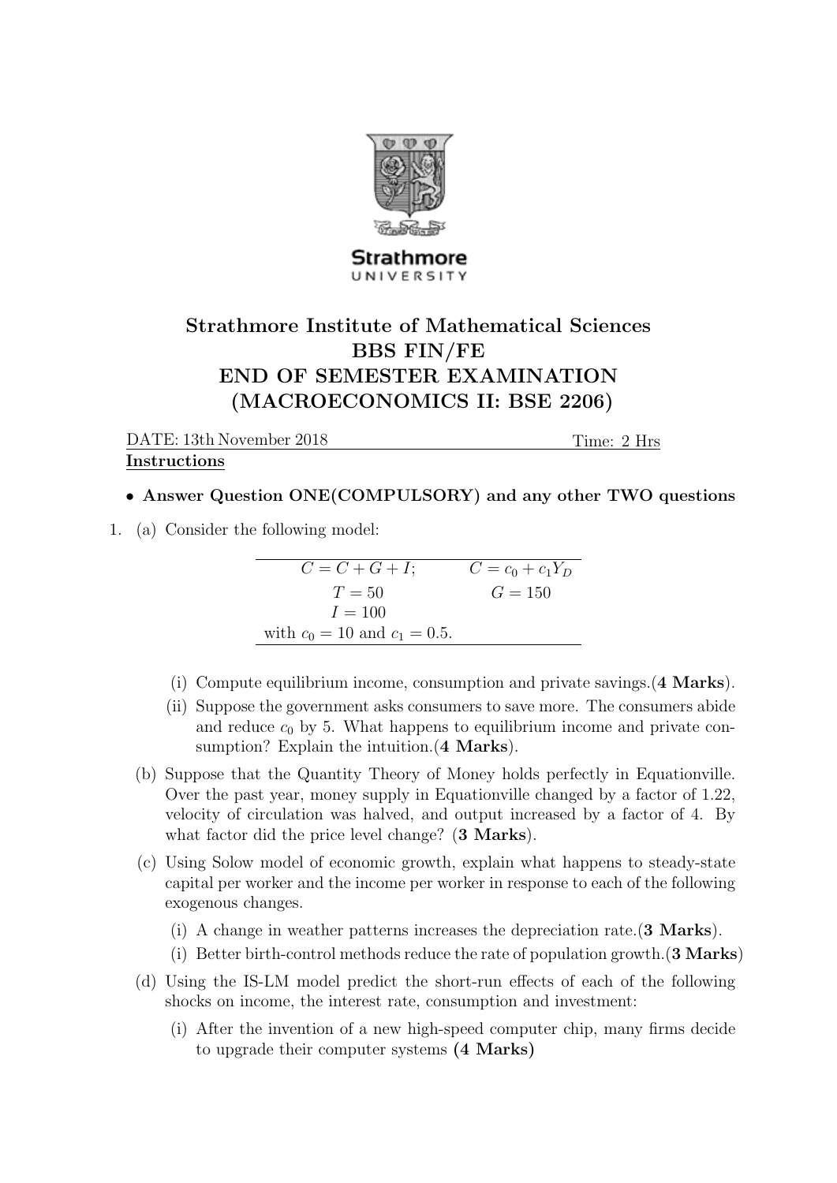# Strathmore Institute of Mathematical Sciences
# BBS FIN/FE
# END OF SEMESTER EXAMINATION
# (MACROECONOMICS II: BSE 2206)

DATE: 13th November 2018 Time: 2 Hrs

**Instructions**

- **Answer Question ONE(COMPULSORY) and any other TWO questions**

1. (a) Consider the following model:

| | |
|---|---|
| $C = C + G + I;$ | $C = c_0 + c_1 Y_D$ |
| $T = 50$ | $G = 150$ |
| $I = 100$ | |
| with $c_0 = 10$ and $c_1 = 0.5$. | |

   (i) Compute equilibrium income, consumption and private savings.(**4 Marks**).

   (ii) Suppose the government asks consumers to save more. The consumers abide and reduce $c_0$ by 5. What happens to equilibrium income and private consumption? Explain the intuition.(**4 Marks**).

   (b) Suppose that the Quantity Theory of Money holds perfectly in Equationville. Over the past year, money supply in Equationville changed by a factor of 1.22, velocity of circulation was halved, and output increased by a factor of 4. By what factor did the price level change? (**3 Marks**).

   (c) Using Solow model of economic growth, explain what happens to steady-state capital per worker and the income per worker in response to each of the following exogenous changes.

   (i) A change in weather patterns increases the depreciation rate.(**3 Marks**).

   (i) Better birth-control methods reduce the rate of population growth.(**3 Marks**)

   (d) Using the IS-LM model predict the short-run effects of each of the following shocks on income, the interest rate, consumption and investment:

   (i) After the invention of a new high-speed computer chip, many firms decide to upgrade their computer systems **(4 Marks)**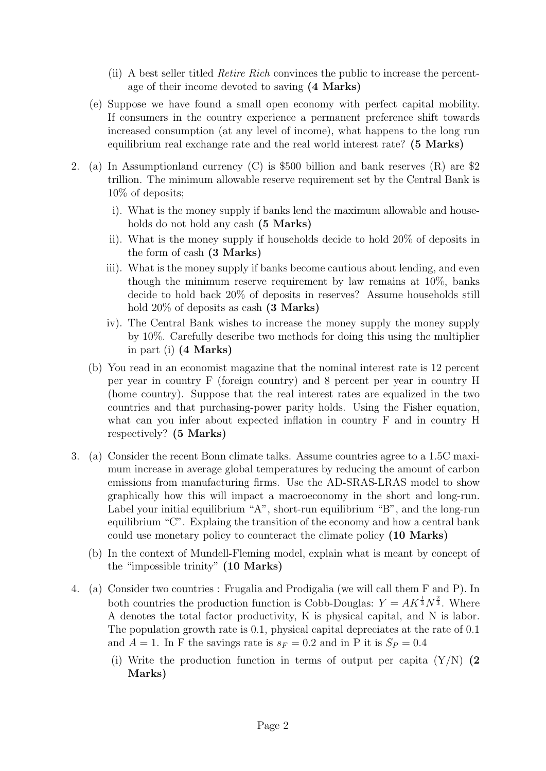(ii) A best seller titled *Retire Rich* convinces the public to increase the percentage of their income devoted to saving **(4 Marks)**

(e) Suppose we have found a small open economy with perfect capital mobility. If consumers in the country experience a permanent preference shift towards increased consumption (at any level of income), what happens to the long run equilibrium real exchange rate and the real world interest rate? **(5 Marks)**

2. (a) In Assumptionland currency (C) is \$500 billion and bank reserves (R) are \$2 trillion. The minimum allowable reserve requirement set by the Central Bank is 10% of deposits;

   i). What is the money supply if banks lend the maximum allowable and households do not hold any cash **(5 Marks)**

   ii). What is the money supply if households decide to hold 20% of deposits in the form of cash **(3 Marks)**

   iii). What is the money supply if banks become cautious about lending, and even though the minimum reserve requirement by law remains at 10%, banks decide to hold back 20% of deposits in reserves? Assume households still hold 20% of deposits as cash **(3 Marks)**

   iv). The Central Bank wishes to increase the money supply the money supply by 10%. Carefully describe two methods for doing this using the multiplier in part (i) **(4 Marks)**

   (b) You read in an economist magazine that the nominal interest rate is 12 percent per year in country F (foreign country) and 8 percent per year in country H (home country). Suppose that the real interest rates are equalized in the two countries and that purchasing-power parity holds. Using the Fisher equation, what can you infer about expected inflation in country F and in country H respectively? **(5 Marks)**

3. (a) Consider the recent Bonn climate talks. Assume countries agree to a 1.5C maximum increase in average global temperatures by reducing the amount of carbon emissions from manufacturing firms. Use the AD-SRAS-LRAS model to show graphically how this will impact a macroeconomy in the short and long-run. Label your initial equilibrium "A", short-run equilibrium "B", and the long-run equilibrium "C". Explaing the transition of the economy and how a central bank could use monetary policy to counteract the climate policy **(10 Marks)**

   (b) In the context of Mundell-Fleming model, explain what is meant by concept of the "impossible trinity" **(10 Marks)**

4. (a) Consider two countries : Frugalia and Prodigalia (we will call them F and P). In both countries the production function is Cobb-Douglas: $Y = AK^{\frac{1}{3}}N^{\frac{2}{3}}$. Where A denotes the total factor productivity, K is physical capital, and N is labor. The population growth rate is 0.1, physical capital depreciates at the rate of 0.1 and $A = 1$. In F the savings rate is $s_F = 0.2$ and in P it is $S_P = 0.4$

   (i) Write the production function in terms of output per capita (Y/N) **(2 Marks)**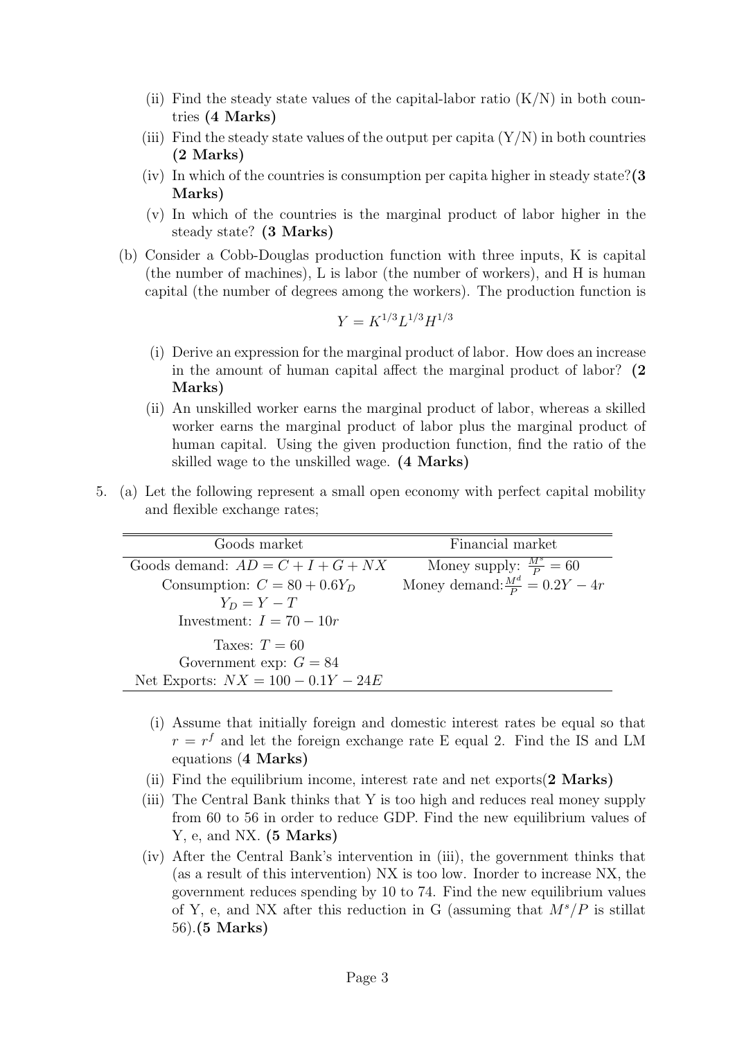(ii) Find the steady state values of the capital-labor ratio (K/N) in both countries **(4 Marks)**

(iii) Find the steady state values of the output per capita (Y/N) in both countries **(2 Marks)**

(iv) In which of the countries is consumption per capita higher in steady state? **(3 Marks)**

(v) In which of the countries is the marginal product of labor higher in the steady state? **(3 Marks)**

(b) Consider a Cobb-Douglas production function with three inputs, K is capital (the number of machines), L is labor (the number of workers), and H is human capital (the number of degrees among the workers). The production function is

$$Y = K^{1/3}L^{1/3}H^{1/3}$$

(i) Derive an expression for the marginal product of labor. How does an increase in the amount of human capital affect the marginal product of labor? **(2 Marks)**

(ii) An unskilled worker earns the marginal product of labor, whereas a skilled worker earns the marginal product of labor plus the marginal product of human capital. Using the given production function, find the ratio of the skilled wage to the unskilled wage. **(4 Marks)**

5. (a) Let the following represent a small open economy with perfect capital mobility and flexible exchange rates;

| Goods market | Financial market |
|---|---|
| Goods demand: $AD = C + I + G + NX$ | Money supply: $\frac{M^s}{P} = 60$ |
| Consumption: $C = 80 + 0.6Y_D$ | Money demand: $\frac{M^d}{P} = 0.2Y - 4r$ |
| $Y_D = Y - T$ | |
| Investment: $I = 70 - 10r$ | |
| Taxes: $T = 60$ | |
| Government exp: $G = 84$ | |
| Net Exports: $NX = 100 - 0.1Y - 24E$ | |

(i) Assume that initially foreign and domestic interest rates be equal so that $r = r^f$ and let the foreign exchange rate E equal 2. Find the IS and LM equations (**4 Marks**)

(ii) Find the equilibrium income, interest rate and net exports(**2 Marks**)

(iii) The Central Bank thinks that Y is too high and reduces real money supply from 60 to 56 in order to reduce GDP. Find the new equilibrium values of Y, e, and NX. **(5 Marks)**

(iv) After the Central Bank's intervention in (iii), the government thinks that (as a result of this intervention) NX is too low. Inorder to increase NX, the government reduces spending by 10 to 74. Find the new equilibrium values of Y, e, and NX after this reduction in G (assuming that $M^s/P$ is stillat 56).**(5 Marks)**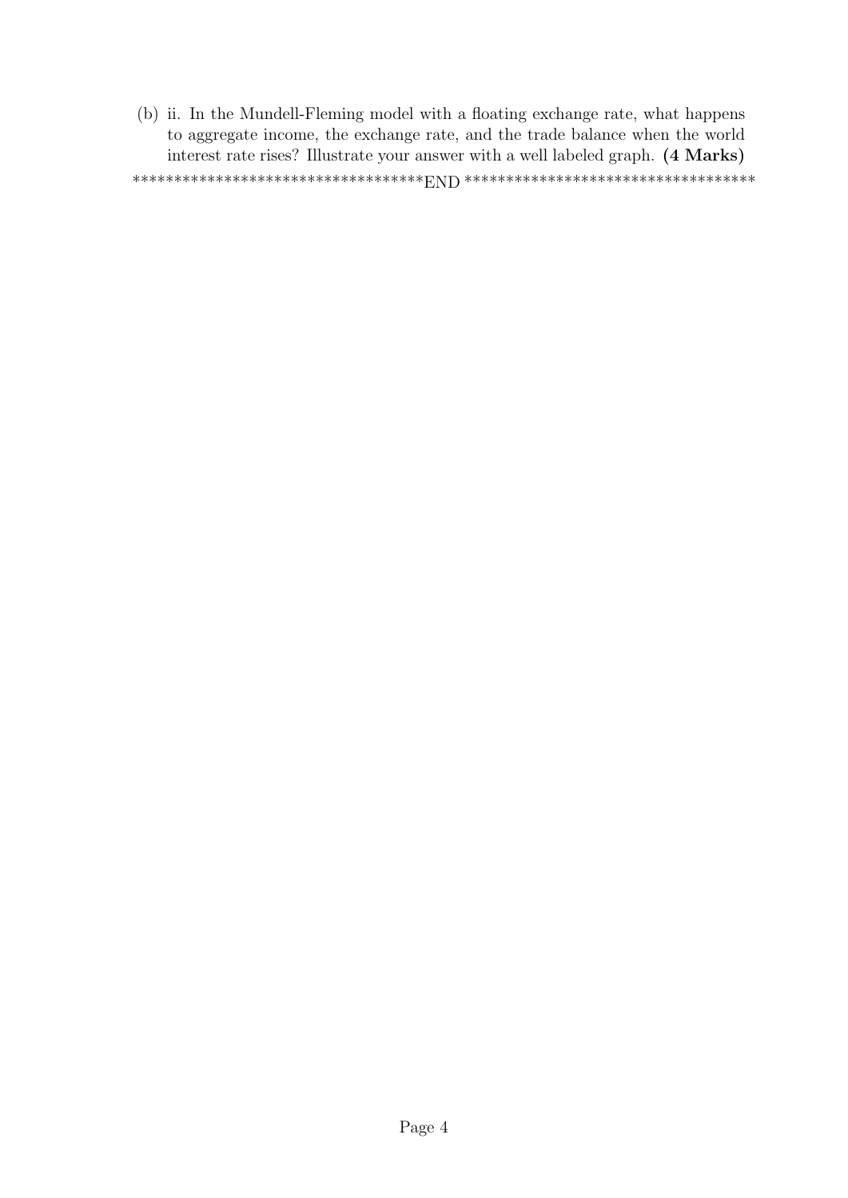(b) ii. In the Mundell-Fleming model with a floating exchange rate, what happens to aggregate income, the exchange rate, and the trade balance when the world interest rate rises? Illustrate your answer with a well labeled graph. **(4 Marks)**

**********************************END**********************************